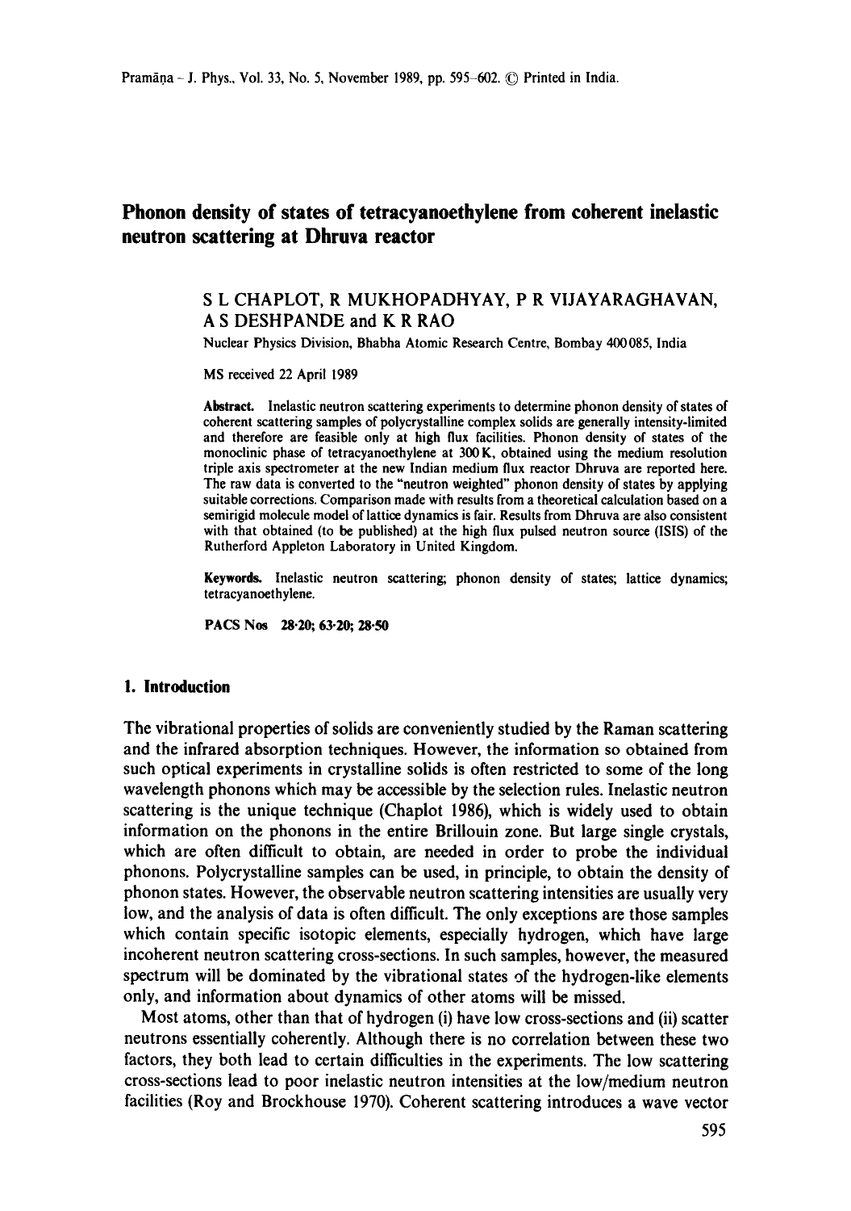# Phonon density of states of tetracyanoethylene from coherent inelastic neutron scattering at Dhruva reactor

S L CHAPLOT, R MUKHOPADHYAY, P R VIJAYARAGHAVAN, A S DESHPANDE and K R RAO

Nuclear Physics Division, Bhabha Atomic Research Centre, Bombay 400085, India

MS received 22 April 1989

**Abstract.** Inelastic neutron scattering experiments to determine phonon density of states of coherent scattering samples of polycrystalline complex solids are generally intensity-limited and therefore are feasible only at high flux facilities. Phonon density of states of the monoclinic phase of tetracyanoethylene at 300 K, obtained using the medium resolution triple axis spectrometer at the new Indian medium flux reactor Dhruva are reported here. The raw data is converted to the "neutron weighted" phonon density of states by applying suitable corrections. Comparison made with results from a theoretical calculation based on a semirigid molecule model of lattice dynamics is fair. Results from Dhruva are also consistent with that obtained (to be published) at the high flux pulsed neutron source (ISIS) of the Rutherford Appleton Laboratory in United Kingdom.

**Keywords.** Inelastic neutron scattering; phonon density of states; lattice dynamics; tetracyanoethylene.

**PACS Nos** 28·20; 63·20; 28·50

## 1. Introduction

The vibrational properties of solids are conveniently studied by the Raman scattering and the infrared absorption techniques. However, the information so obtained from such optical experiments in crystalline solids is often restricted to some of the long wavelength phonons which may be accessible by the selection rules. Inelastic neutron scattering is the unique technique (Chaplot 1986), which is widely used to obtain information on the phonons in the entire Brillouin zone. But large single crystals, which are often difficult to obtain, are needed in order to probe the individual phonons. Polycrystalline samples can be used, in principle, to obtain the density of phonon states. However, the observable neutron scattering intensities are usually very low, and the analysis of data is often difficult. The only exceptions are those samples which contain specific isotopic elements, especially hydrogen, which have large incoherent neutron scattering cross-sections. In such samples, however, the measured spectrum will be dominated by the vibrational states of the hydrogen-like elements only, and information about dynamics of other atoms will be missed.

Most atoms, other than that of hydrogen (i) have low cross-sections and (ii) scatter neutrons essentially coherently. Although there is no correlation between these two factors, they both lead to certain difficulties in the experiments. The low scattering cross-sections lead to poor inelastic neutron intensities at the low/medium neutron facilities (Roy and Brockhouse 1970). Coherent scattering introduces a wave vector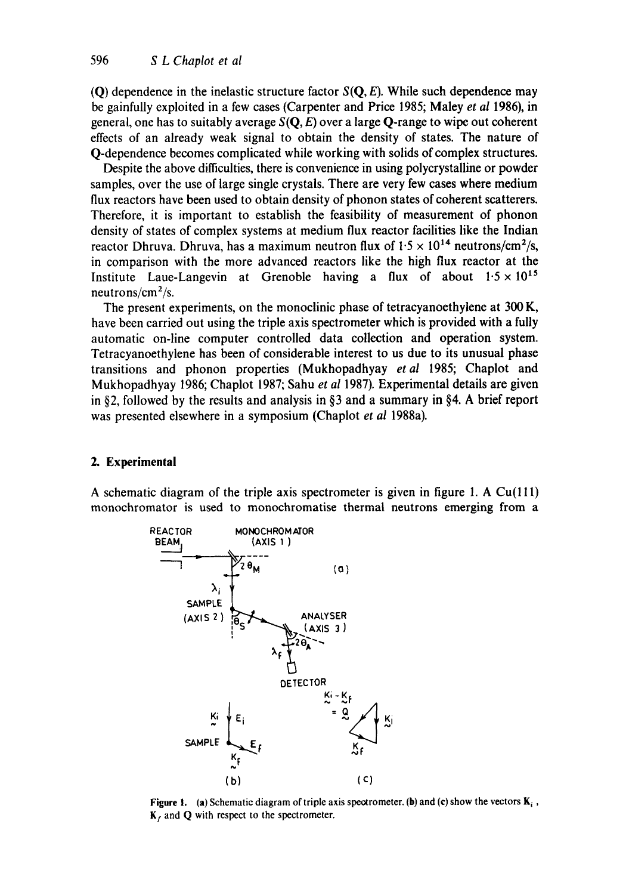(**Q**) dependence in the inelastic structure factor $S(\mathbf{Q}, E)$. While such dependence may be gainfully exploited in a few cases (Carpenter and Price 1985; Maley *et al* 1986), in general, one has to suitably average $S(\mathbf{Q}, E)$ over a large **Q**-range to wipe out coherent effects of an already weak signal to obtain the density of states. The nature of **Q**-dependence becomes complicated while working with solids of complex structures.

Despite the above difficulties, there is convenience in using polycrystalline or powder samples, over the use of large single crystals. There are very few cases where medium flux reactors have been used to obtain density of phonon states of coherent scatterers. Therefore, it is important to establish the feasibility of measurement of phonon density of states of complex systems at medium flux reactor facilities like the Indian reactor Dhruva. Dhruva, has a maximum neutron flux of $1{\cdot}5 \times 10^{14}$ neutrons/cm$^2$/s, in comparison with the more advanced reactors like the high flux reactor at the Institute Laue-Langevin at Grenoble having a flux of about $1{\cdot}5 \times 10^{15}$ neutrons/cm$^2$/s.

The present experiments, on the monoclinic phase of tetracyanoethylene at 300 K, have been carried out using the triple axis spectrometer which is provided with a fully automatic on-line computer controlled data collection and operation system. Tetracyanoethylene has been of considerable interest to us due to its unusual phase transitions and phonon properties (Mukhopadhyay *et al* 1985; Chaplot and Mukhopadhyay 1986; Chaplot 1987; Sahu *et al* 1987). Experimental details are given in §2, followed by the results and analysis in §3 and a summary in §4. A brief report was presented elsewhere in a symposium (Chaplot *et al* 1988a).

## 2. Experimental

A schematic diagram of the triple axis spectrometer is given in figure 1. A Cu(111) monochromator is used to monochromatise thermal neutrons emerging from a

**Figure 1.** (a) Schematic diagram of triple axis spectrometer. (b) and (c) show the vectors $\mathbf{K}_i$, $\mathbf{K}_f$ and $\mathbf{Q}$ with respect to the spectrometer.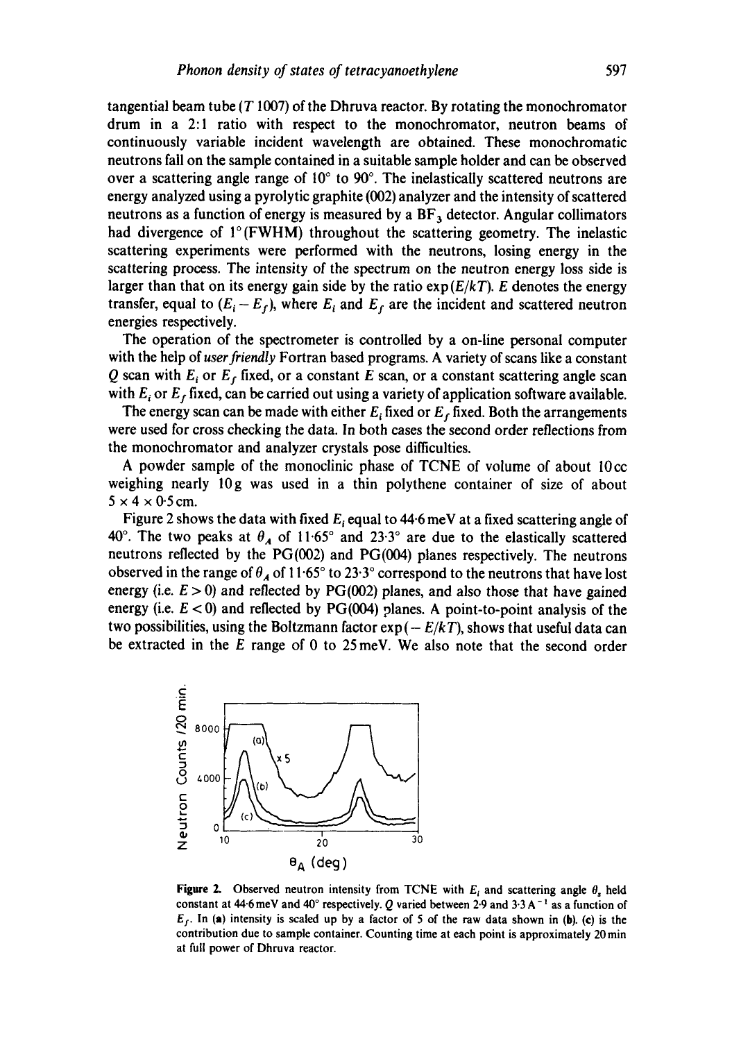tangential beam tube ($T$ 1007) of the Dhruva reactor. By rotating the monochromator drum in a 2:1 ratio with respect to the monochromator, neutron beams of continuously variable incident wavelength are obtained. These monochromatic neutrons fall on the sample contained in a suitable sample holder and can be observed over a scattering angle range of 10° to 90°. The inelastically scattered neutrons are energy analyzed using a pyrolytic graphite (002) analyzer and the intensity of scattered neutrons as a function of energy is measured by a $BF_3$ detector. Angular collimators had divergence of 1° (FWHM) throughout the scattering geometry. The inelastic scattering experiments were performed with the neutrons, losing energy in the scattering process. The intensity of the spectrum on the neutron energy loss side is larger than that on its energy gain side by the ratio $\exp(E/kT)$. $E$ denotes the energy transfer, equal to $(E_i - E_f)$, where $E_i$ and $E_f$ are the incident and scattered neutron energies respectively.

The operation of the spectrometer is controlled by a on-line personal computer with the help of *user friendly* Fortran based programs. A variety of scans like a constant $Q$ scan with $E_i$ or $E_f$ fixed, or a constant $E$ scan, or a constant scattering angle scan with $E_i$ or $E_f$ fixed, can be carried out using a variety of application software available.

The energy scan can be made with either $E_i$ fixed or $E_f$ fixed. Both the arrangements were used for cross checking the data. In both cases the second order reflections from the monochromator and analyzer crystals pose difficulties.

A powder sample of the monoclinic phase of TCNE of volume of about 10 cc weighing nearly 10 g was used in a thin polythene container of size of about $5 \times 4 \times 0{\cdot}5$ cm.

Figure 2 shows the data with fixed $E_i$ equal to 44·6 meV at a fixed scattering angle of 40°. The two peaks at $\theta_A$ of 11·65° and 23·3° are due to the elastically scattered neutrons reflected by the PG(002) and PG(004) planes respectively. The neutrons observed in the range of $\theta_A$ of 11·65° to 23·3° correspond to the neutrons that have lost energy (i.e. $E > 0$) and reflected by PG(002) planes, and also those that have gained energy (i.e. $E < 0$) and reflected by PG(004) planes. A point-to-point analysis of the two possibilities, using the Boltzmann factor $\exp(-E/kT)$, shows that useful data can be extracted in the $E$ range of 0 to 25 meV. We also note that the second order

**Figure 2.** Observed neutron intensity from TCNE with $E_i$ and scattering angle $\theta_s$ held constant at 44·6 meV and 40° respectively. $Q$ varied between 2·9 and 3·3 Å$^{-1}$ as a function of $E_f$. In (**a**) intensity is scaled up by a factor of 5 of the raw data shown in (**b**). (**c**) is the contribution due to sample container. Counting time at each point is approximately 20 min at full power of Dhruva reactor.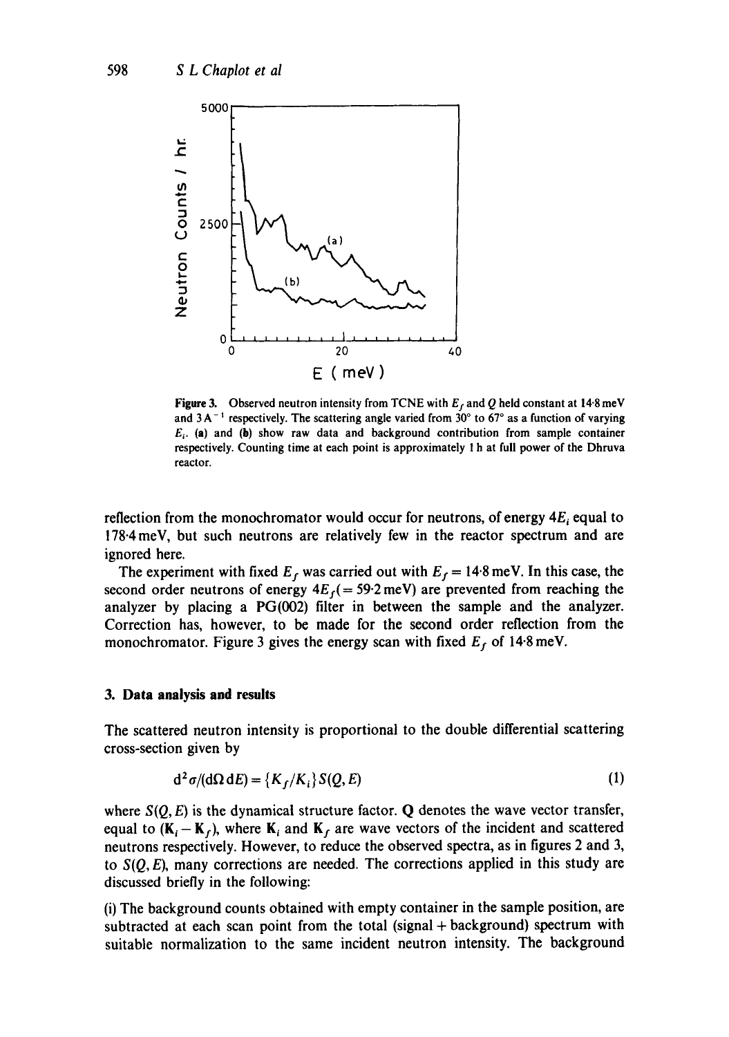**Figure 3.** Observed neutron intensity from TCNE with $E_f$ and $Q$ held constant at 14·8 meV and 3 Å$^{-1}$ respectively. The scattering angle varied from 30° to 67° as a function of varying $E_i$. (**a**) and (**b**) show raw data and background contribution from sample container respectively. Counting time at each point is approximately 1 h at full power of the Dhruva reactor.

reflection from the monochromator would occur for neutrons, of energy $4E_i$ equal to 178·4 meV, but such neutrons are relatively few in the reactor spectrum and are ignored here.

The experiment with fixed $E_f$ was carried out with $E_f = 14{\cdot}8$ meV. In this case, the second order neutrons of energy $4E_f (= 59{\cdot}2$ meV) are prevented from reaching the analyzer by placing a PG(002) filter in between the sample and the analyzer. Correction has, however, to be made for the second order reflection from the monochromator. Figure 3 gives the energy scan with fixed $E_f$ of 14·8 meV.

## 3. Data analysis and results

The scattered neutron intensity is proportional to the double differential scattering cross-section given by

$$d^2\sigma/(d\Omega\, dE) = \{K_f/K_i\} S(Q, E) \tag{1}$$

where $S(Q, E)$ is the dynamical structure factor. $\mathbf{Q}$ denotes the wave vector transfer, equal to $(\mathbf{K}_i - \mathbf{K}_f)$, where $\mathbf{K}_i$ and $\mathbf{K}_f$ are wave vectors of the incident and scattered neutrons respectively. However, to reduce the observed spectra, as in figures 2 and 3, to $S(Q, E)$, many corrections are needed. The corrections applied in this study are discussed briefly in the following:

(i) The background counts obtained with empty container in the sample position, are subtracted at each scan point from the total (signal + background) spectrum with suitable normalization to the same incident neutron intensity. The background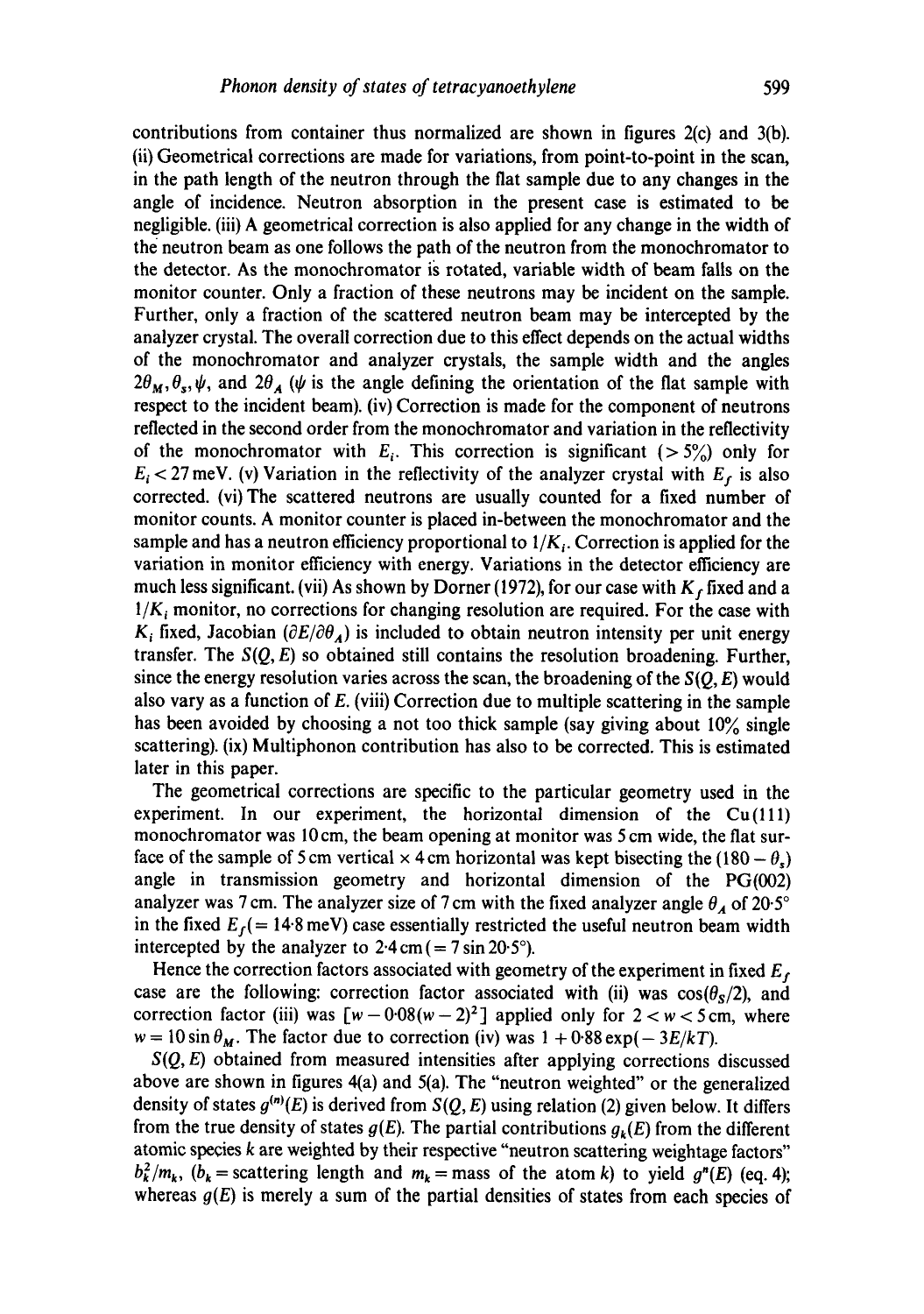contributions from container thus normalized are shown in figures 2(c) and 3(b). (ii) Geometrical corrections are made for variations, from point-to-point in the scan, in the path length of the neutron through the flat sample due to any changes in the angle of incidence. Neutron absorption in the present case is estimated to be negligible. (iii) A geometrical correction is also applied for any change in the width of the neutron beam as one follows the path of the neutron from the monochromator to the detector. As the monochromator is rotated, variable width of beam falls on the monitor counter. Only a fraction of these neutrons may be incident on the sample. Further, only a fraction of the scattered neutron beam may be intercepted by the analyzer crystal. The overall correction due to this effect depends on the actual widths of the monochromator and analyzer crystals, the sample width and the angles $2\theta_M, \theta_s, \psi$, and $2\theta_A$ ($\psi$ is the angle defining the orientation of the flat sample with respect to the incident beam). (iv) Correction is made for the component of neutrons reflected in the second order from the monochromator and variation in the reflectivity of the monochromator with $E_i$. This correction is significant ($> 5\%$) only for $E_i < 27$ meV. (v) Variation in the reflectivity of the analyzer crystal with $E_f$ is also corrected. (vi) The scattered neutrons are usually counted for a fixed number of monitor counts. A monitor counter is placed in-between the monochromator and the sample and has a neutron efficiency proportional to $1/K_i$. Correction is applied for the variation in monitor efficiency with energy. Variations in the detector efficiency are much less significant. (vii) As shown by Dorner (1972), for our case with $K_f$ fixed and a $1/K_i$ monitor, no corrections for changing resolution are required. For the case with $K_i$ fixed, Jacobian $(\partial E/\partial \theta_A)$ is included to obtain neutron intensity per unit energy transfer. The $S(Q, E)$ so obtained still contains the resolution broadening. Further, since the energy resolution varies across the scan, the broadening of the $S(Q, E)$ would also vary as a function of $E$. (viii) Correction due to multiple scattering in the sample has been avoided by choosing a not too thick sample (say giving about 10% single scattering). (ix) Multiphonon contribution has also to be corrected. This is estimated later in this paper.

The geometrical corrections are specific to the particular geometry used in the experiment. In our experiment, the horizontal dimension of the Cu(111) monochromator was 10 cm, the beam opening at monitor was 5 cm wide, the flat surface of the sample of 5 cm vertical × 4 cm horizontal was kept bisecting the $(180 - \theta_s)$ angle in transmission geometry and horizontal dimension of the PG(002) analyzer was 7 cm. The analyzer size of 7 cm with the fixed analyzer angle $\theta_A$ of 20·5° in the fixed $E_f (= 14{\cdot}8$ meV) case essentially restricted the useful neutron beam width intercepted by the analyzer to 2·4 cm (= 7 sin 20·5°).

Hence the correction factors associated with geometry of the experiment in fixed $E_f$ case are the following: correction factor associated with (ii) was $\cos(\theta_S/2)$, and correction factor (iii) was $[w - 0{\cdot}08(w-2)^2]$ applied only for $2 < w < 5$ cm, where $w = 10 \sin\theta_M$. The factor due to correction (iv) was $1 + 0{\cdot}88\exp(-3E/kT)$.

$S(Q, E)$ obtained from measured intensities after applying corrections discussed above are shown in figures 4(a) and 5(a). The "neutron weighted" or the generalized density of states $g^{(n)}(E)$ is derived from $S(Q, E)$ using relation (2) given below. It differs from the true density of states $g(E)$. The partial contributions $g_k(E)$ from the different atomic species $k$ are weighted by their respective "neutron scattering weightage factors" $b_k^2/m_k$, ($b_k$ = scattering length and $m_k$ = mass of the atom $k$) to yield $g^n(E)$ (eq. 4); whereas $g(E)$ is merely a sum of the partial densities of states from each species of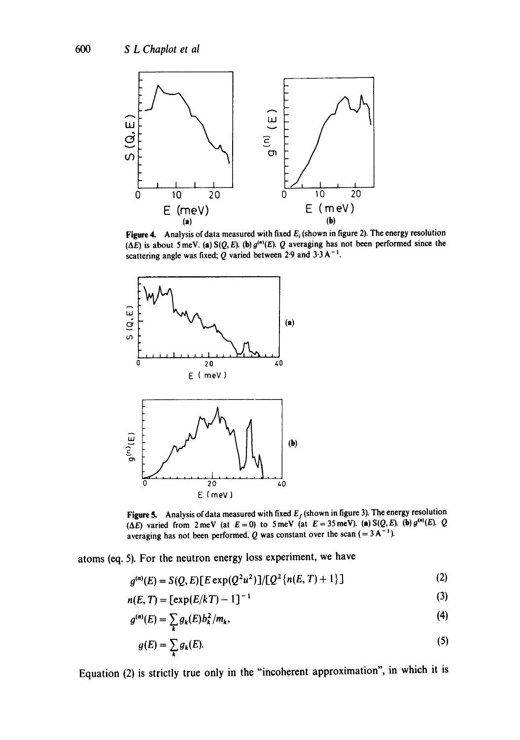**Figure 4.** Analysis of data measured with fixed $E_i$ (shown in figure 2). The energy resolution ($\Delta E$) is about 5 meV. (a) $S(Q, E)$. (b) $g^{(n)}(E)$. $Q$ averaging has not been performed since the scattering angle was fixed; $Q$ varied between 2·9 and 3·3 $\text{Å}^{-1}$.

**Figure 5.** Analysis of data measured with fixed $E_f$ (shown in figure 3). The energy resolution ($\Delta E$) varied from 2 meV (at $E = 0$) to 5 meV (at $E = 35$ meV). (a) $S(Q, E)$. (b) $g^{(n)}(E)$. $Q$ averaging has not been performed. $Q$ was constant over the scan ($= 3\,\text{Å}^{-1}$).

atoms (eq. 5). For the neutron energy loss experiment, we have

$$g^{(n)}(E) = S(Q, E)[E \exp(Q^2 u^2)]/[Q^2\{n(E, T) + 1\}] \tag{2}$$

$$n(E, T) = [\exp(E/kT) - 1]^{-1} \tag{3}$$

$$g^{(n)}(E) = \sum_k g_k(E) b_k^2/m_k, \tag{4}$$

$$g(E) = \sum_k g_k(E). \tag{5}$$

Equation (2) is strictly true only in the "incoherent approximation", in which it is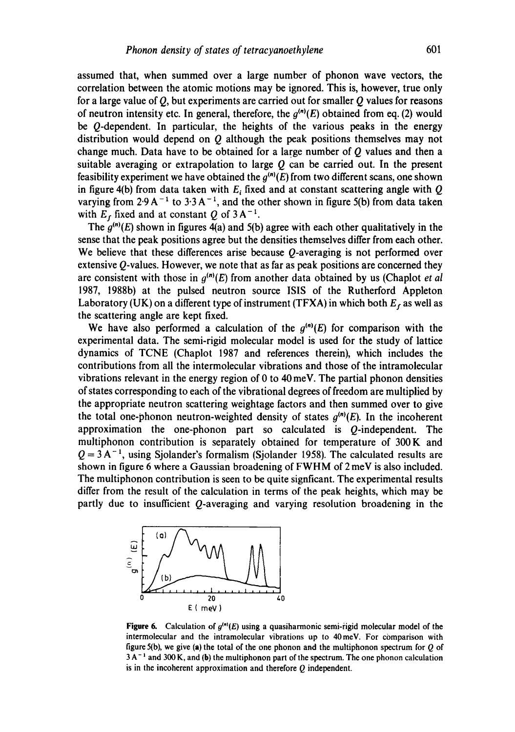assumed that, when summed over a large number of phonon wave vectors, the correlation between the atomic motions may be ignored. This is, however, true only for a large value of $Q$, but experiments are carried out for smaller $Q$ values for reasons of neutron intensity etc. In general, therefore, the $g^{(n)}(E)$ obtained from eq. (2) would be $Q$-dependent. In particular, the heights of the various peaks in the energy distribution would depend on $Q$ although the peak positions themselves may not change much. Data have to be obtained for a large number of $Q$ values and then a suitable averaging or extrapolation to large $Q$ can be carried out. In the present feasibility experiment we have obtained the $g^{(n)}(E)$ from two different scans, one shown in figure 4(b) from data taken with $E_i$ fixed and at constant scattering angle with $Q$ varying from $2{\cdot}9\,\text{Å}^{-1}$ to $3{\cdot}3\,\text{Å}^{-1}$, and the other shown in figure 5(b) from data taken with $E_f$ fixed and at constant $Q$ of $3\,\text{Å}^{-1}$.

The $g^{(n)}(E)$ shown in figures 4(a) and 5(b) agree with each other qualitatively in the sense that the peak positions agree but the densities themselves differ from each other. We believe that these differences arise because $Q$-averaging is not performed over extensive $Q$-values. However, we note that as far as peak positions are concerned they are consistent with those in $g^{(n)}(E)$ from another data obtained by us (Chaplot *et al* 1987, 1988b) at the pulsed neutron source ISIS of the Rutherford Appleton Laboratory (UK) on a different type of instrument (TFXA) in which both $E_f$ as well as the scattering angle are kept fixed.

We have also performed a calculation of the $g^{(n)}(E)$ for comparison with the experimental data. The semi-rigid molecular model is used for the study of lattice dynamics of TCNE (Chaplot 1987 and references therein), which includes the contributions from all the intermolecular vibrations and those of the intramolecular vibrations relevant in the energy region of 0 to 40 meV. The partial phonon densities of states corresponding to each of the vibrational degrees of freedom are multiplied by the appropriate neutron scattering weightage factors and then summed over to give the total one-phonon neutron-weighted density of states $g^{(n)}(E)$. In the incoherent approximation the one-phonon part so calculated is $Q$-independent. The multiphonon contribution is separately obtained for temperature of 300 K and $Q = 3\,\text{Å}^{-1}$, using Sjolander's formalism (Sjolander 1958). The calculated results are shown in figure 6 where a Gaussian broadening of FWHM of 2 meV is also included. The multiphonon contribution is seen to be quite signficant. The experimental results differ from the result of the calculation in terms of the peak heights, which may be partly due to insufficient $Q$-averaging and varying resolution broadening in the

**Figure 6.** Calculation of $g^{(n)}(E)$ using a quasiharmonic semi-rigid molecular model of the intermolecular and the intramolecular vibrations up to 40 meV. For comparison with figure 5(b), we give (**a**) the total of the one phonon and the multiphonon spectrum for $Q$ of $3\,\text{Å}^{-1}$ and 300 K, and (**b**) the multiphonon part of the spectrum. The one phonon calculation is in the incoherent approximation and therefore $Q$ independent.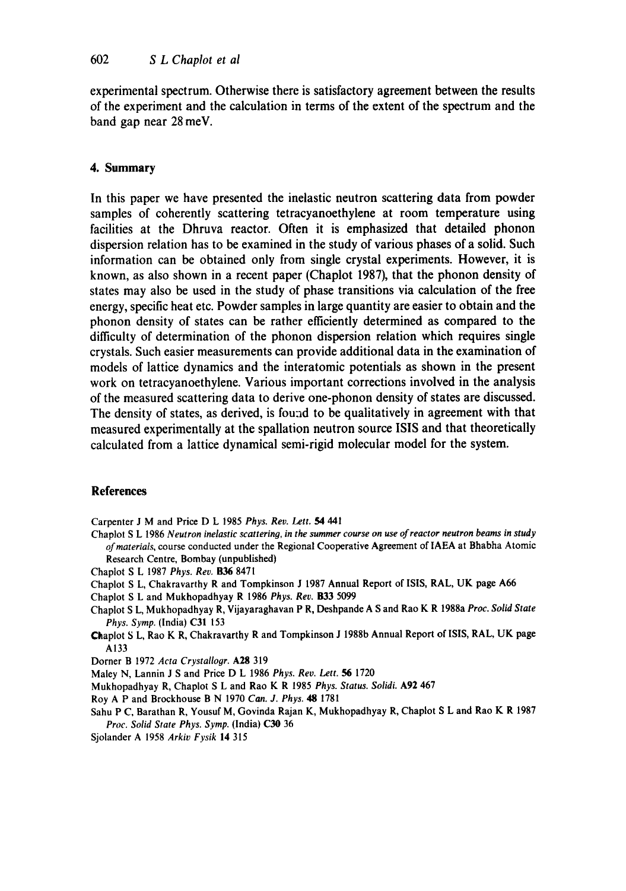experimental spectrum. Otherwise there is satisfactory agreement between the results of the experiment and the calculation in terms of the extent of the spectrum and the band gap near 28 meV.

## 4. Summary

In this paper we have presented the inelastic neutron scattering data from powder samples of coherently scattering tetracyanoethylene at room temperature using facilities at the Dhruva reactor. Often it is emphasized that detailed phonon dispersion relation has to be examined in the study of various phases of a solid. Such information can be obtained only from single crystal experiments. However, it is known, as also shown in a recent paper (Chaplot 1987), that the phonon density of states may also be used in the study of phase transitions via calculation of the free energy, specific heat etc. Powder samples in large quantity are easier to obtain and the phonon density of states can be rather efficiently determined as compared to the difficulty of determination of the phonon dispersion relation which requires single crystals. Such easier measurements can provide additional data in the examination of models of lattice dynamics and the interatomic potentials as shown in the present work on tetracyanoethylene. Various important corrections involved in the analysis of the measured scattering data to derive one-phonon density of states are discussed. The density of states, as derived, is found to be qualitatively in agreement with that measured experimentally at the spallation neutron source ISIS and that theoretically calculated from a lattice dynamical semi-rigid molecular model for the system.

## References

Carpenter J M and Price D L 1985 *Phys. Rev. Lett.* **54** 441

Chaplot S L 1986 *Neutron inelastic scattering, in the summer course on use of reactor neutron beams in study of materials*, course conducted under the Regional Cooperative Agreement of IAEA at Bhabha Atomic Research Centre, Bombay (unpublished)

Chaplot S L 1987 *Phys. Rev.* **B36** 8471

Chaplot S L, Chakravarthy R and Tompkinson J 1987 Annual Report of ISIS, RAL, UK page A66

Chaplot S L and Mukhopadhyay R 1986 *Phys. Rev.* **B33** 5099

Chaplot S L, Mukhopadhyay R, Vijayaraghavan P R, Deshpande A S and Rao K R 1988a *Proc. Solid State Phys. Symp.* (India) **C31** 153

Chaplot S L, Rao K R, Chakravarthy R and Tompkinson J 1988b Annual Report of ISIS, RAL, UK page A133

Dorner B 1972 *Acta Crystallogr.* **A28** 319

Maley N, Lannin J S and Price D L 1986 *Phys. Rev. Lett.* **56** 1720

Mukhopadhyay R, Chaplot S L and Rao K R 1985 *Phys. Status. Solidi.* **A92** 467

Roy A P and Brockhouse B N 1970 *Can. J. Phys.* **48** 1781

Sahu P C, Barathan R, Yousuf M, Govinda Rajan K, Mukhopadhyay R, Chaplot S L and Rao K R 1987 *Proc. Solid State Phys. Symp.* (India) **C30** 36

Sjolander A 1958 *Arkiv Fysik* **14** 315